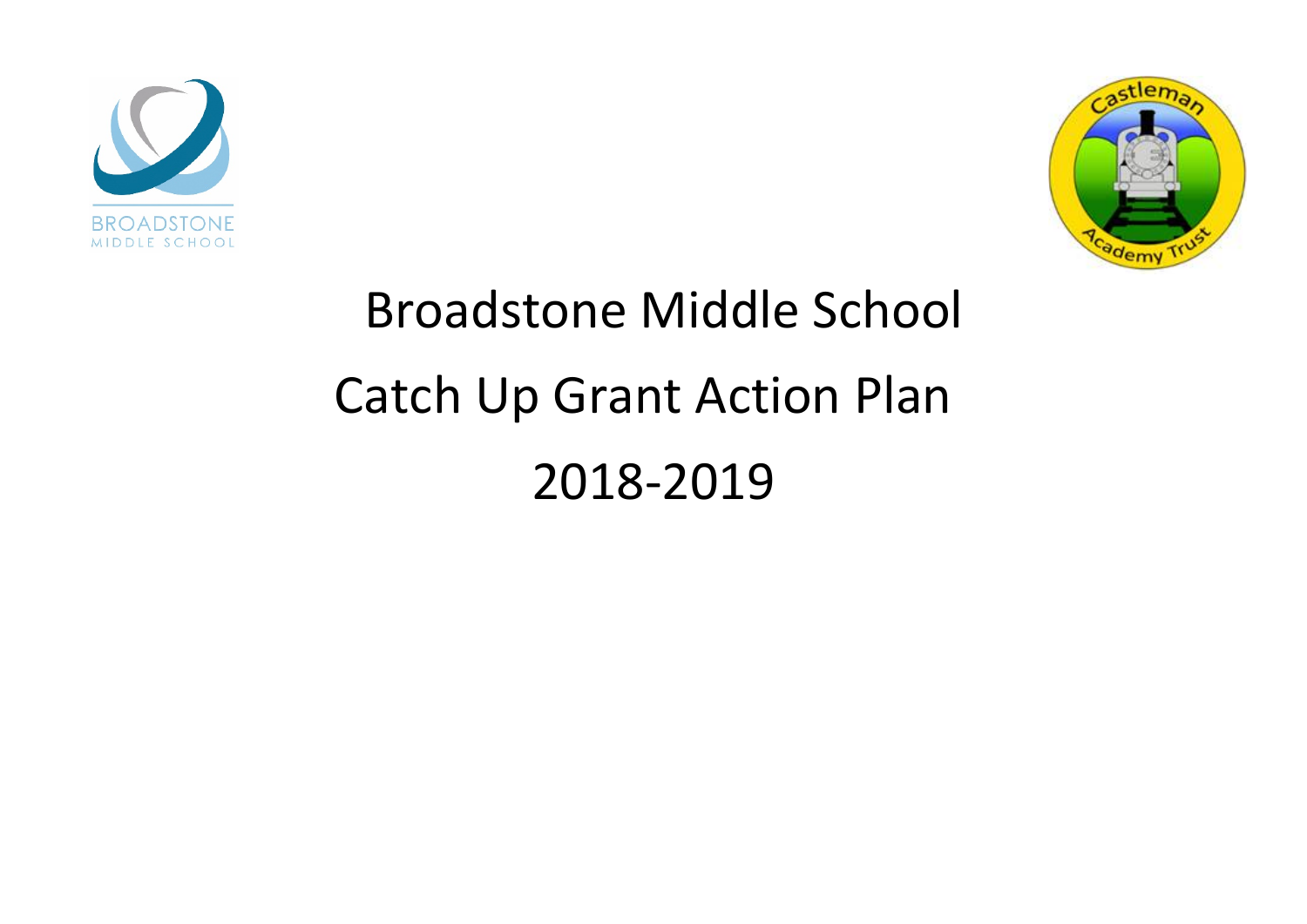# Broadstone Middle School

# Catch Up Grant Action Plan

# 2018-2019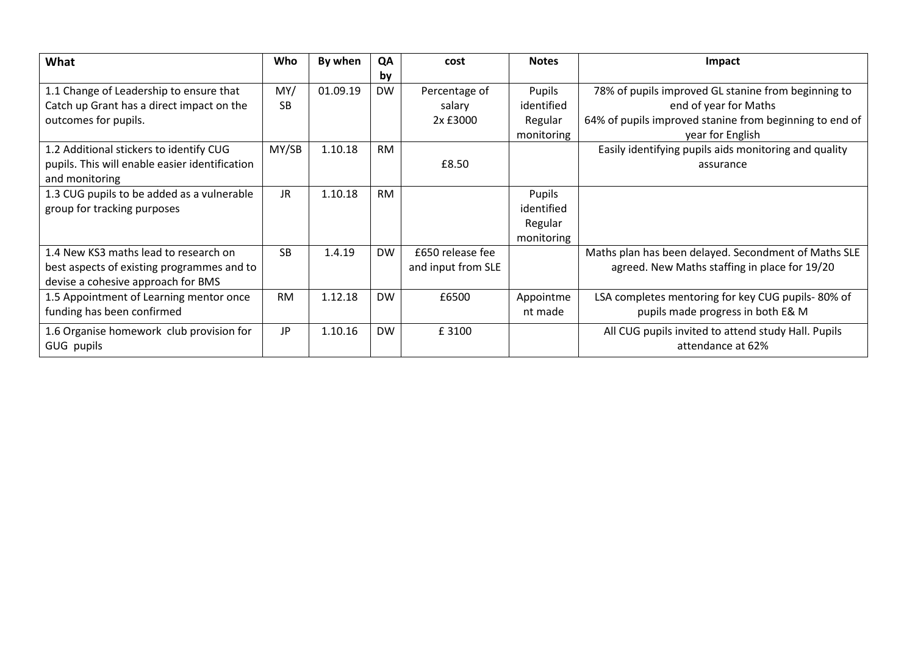| What | Who | By when | QA by | cost | Notes | Impact |
|---|---|---|---|---|---|---|
| 1.1 Change of Leadership to ensure that Catch up Grant has a direct impact on the outcomes for pupils. | MY/ SB | 01.09.19 | DW | Percentage of salary 2x £3000 | Pupils identified Regular monitoring | 78% of pupils improved GL stanine from beginning to end of year for Maths 64% of pupils improved stanine from beginning to end of year for English |
| 1.2 Additional stickers to identify CUG pupils. This will enable easier identification and monitoring | MY/SB | 1.10.18 | RM | £8.50 | | Easily identifying pupils aids monitoring and quality assurance |
| 1.3 CUG pupils to be added as a vulnerable group for tracking purposes | JR | 1.10.18 | RM | | Pupils identified Regular monitoring | |
| 1.4 New KS3 maths lead to research on best aspects of existing programmes and to devise a cohesive approach for BMS | SB | 1.4.19 | DW | £650 release fee and input from SLE | | Maths plan has been delayed. Secondment of Maths SLE agreed. New Maths staffing in place for 19/20 |
| 1.5 Appointment of Learning mentor once funding has been confirmed | RM | 1.12.18 | DW | £6500 | Appointment made | LSA completes mentoring for key CUG pupils- 80% of pupils made progress in both E& M |
| 1.6 Organise homework club provision for GUG pupils | JP | 1.10.16 | DW | £ 3100 | | All CUG pupils invited to attend study Hall. Pupils attendance at 62% |